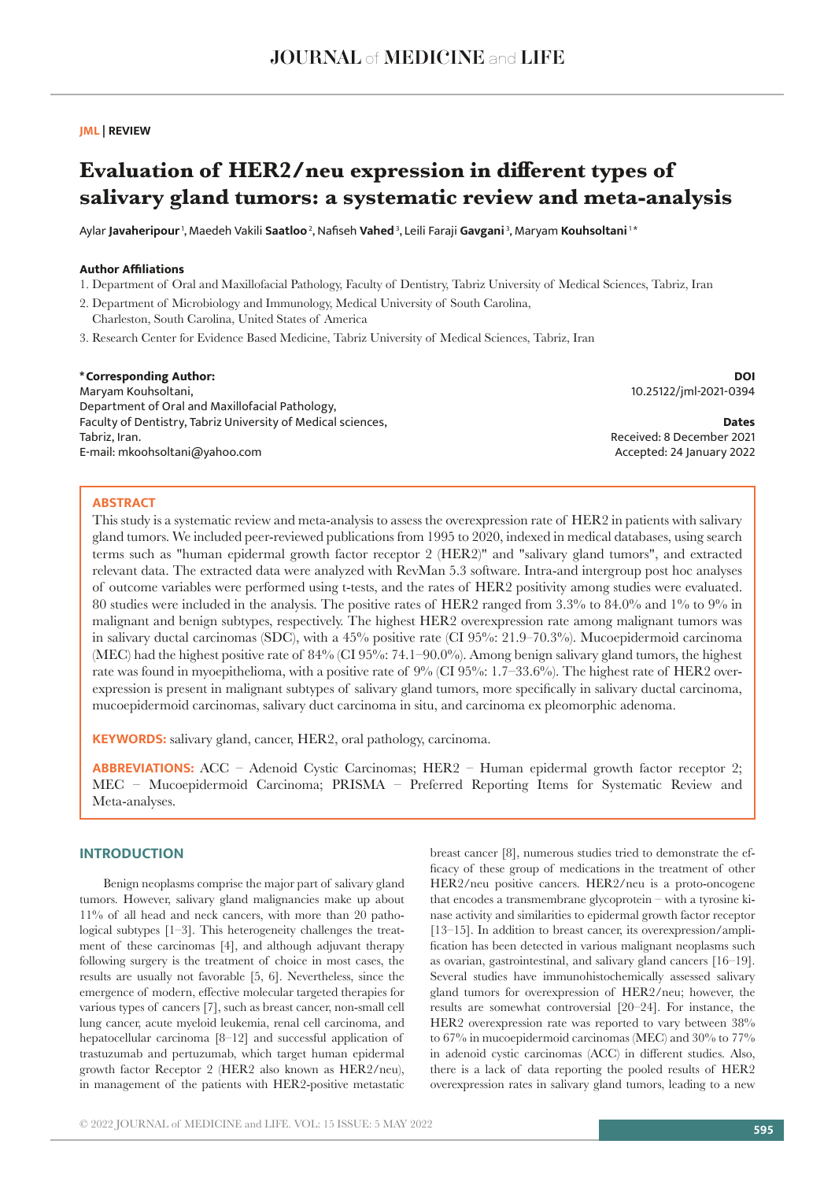**JML | REVIEW**

# Evaluation of HER2/neu expression in different types of salivary gland tumors: a systematic review and meta-analysis

Aylar **Javaheripour** [1], Maedeh Vakili **Saatloo** [2], Nafiseh **Vahed** [3], Leili Faraji **Gavgani** [3], Maryam **Kouhsoltani** [1]*

**Author Affiliations**

1. Department of Oral and Maxillofacial Pathology, Faculty of Dentistry, Tabriz University of Medical Sciences, Tabriz, Iran
2. Department of Microbiology and Immunology, Medical University of South Carolina, Charleston, South Carolina, United States of America
3. Research Center for Evidence Based Medicine, Tabriz University of Medical Sciences, Tabriz, Iran

**\*Corresponding Author:**
Maryam Kouhsoltani,
Department of Oral and Maxillofacial Pathology,
Faculty of Dentistry, Tabriz University of Medical sciences,
Tabriz, Iran.
E-mail: mkoohsoltani@yahoo.com

**DOI**
10.25122/jml-2021-0394

**Dates**
Received: 8 December 2021
Accepted: 24 January 2022

## ABSTRACT

This study is a systematic review and meta-analysis to assess the overexpression rate of HER2 in patients with salivary gland tumors. We included peer-reviewed publications from 1995 to 2020, indexed in medical databases, using search terms such as "human epidermal growth factor receptor 2 (HER2)" and "salivary gland tumors", and extracted relevant data. The extracted data were analyzed with RevMan 5.3 software. Intra-and intergroup post hoc analyses of outcome variables were performed using t-tests, and the rates of HER2 positivity among studies were evaluated. 80 studies were included in the analysis. The positive rates of HER2 ranged from 3.3% to 84.0% and 1% to 9% in malignant and benign subtypes, respectively. The highest HER2 overexpression rate among malignant tumors was in salivary ductal carcinomas (SDC), with a 45% positive rate (CI 95%: 21.9–70.3%). Mucoepidermoid carcinoma (MEC) had the highest positive rate of 84% (CI 95%: 74.1–90.0%). Among benign salivary gland tumors, the highest rate was found in myoepithelioma, with a positive rate of 9% (CI 95%: 1.7–33.6%). The highest rate of HER2 overexpression is present in malignant subtypes of salivary gland tumors, more specifically in salivary ductal carcinoma, mucoepidermoid carcinomas, salivary duct carcinoma in situ, and carcinoma ex pleomorphic adenoma.

**KEYWORDS:** salivary gland, cancer, HER2, oral pathology, carcinoma.

**ABBREVIATIONS:** ACC – Adenoid Cystic Carcinomas; HER2 – Human epidermal growth factor receptor 2; MEC – Mucoepidermoid Carcinoma; PRISMA – Preferred Reporting Items for Systematic Review and Meta-analyses.

## INTRODUCTION

Benign neoplasms comprise the major part of salivary gland tumors. However, salivary gland malignancies make up about 11% of all head and neck cancers, with more than 20 pathological subtypes [1–3]. This heterogeneity challenges the treatment of these carcinomas [4], and although adjuvant therapy following surgery is the treatment of choice in most cases, the results are usually not favorable [5, 6]. Nevertheless, since the emergence of modern, effective molecular targeted therapies for various types of cancers [7], such as breast cancer, non-small cell lung cancer, acute myeloid leukemia, renal cell carcinoma, and hepatocellular carcinoma [8–12] and successful application of trastuzumab and pertuzumab, which target human epidermal growth factor Receptor 2 (HER2 also known as HER2/neu), in management of the patients with HER2-positive metastatic breast cancer [8], numerous studies tried to demonstrate the efficacy of these group of medications in the treatment of other HER2/neu positive cancers. HER2/neu is a proto-oncogene that encodes a transmembrane glycoprotein – with a tyrosine kinase activity and similarities to epidermal growth factor receptor [13–15]. In addition to breast cancer, its overexpression/amplification has been detected in various malignant neoplasms such as ovarian, gastrointestinal, and salivary gland cancers [16–19]. Several studies have immunohistochemically assessed salivary gland tumors for overexpression of HER2/neu; however, the results are somewhat controversial [20–24]. For instance, the HER2 overexpression rate was reported to vary between 38% to 67% in mucoepidermoid carcinomas (MEC) and 30% to 77% in adenoid cystic carcinomas (ACC) in different studies. Also, there is a lack of data reporting the pooled results of HER2 overexpression rates in salivary gland tumors, leading to a new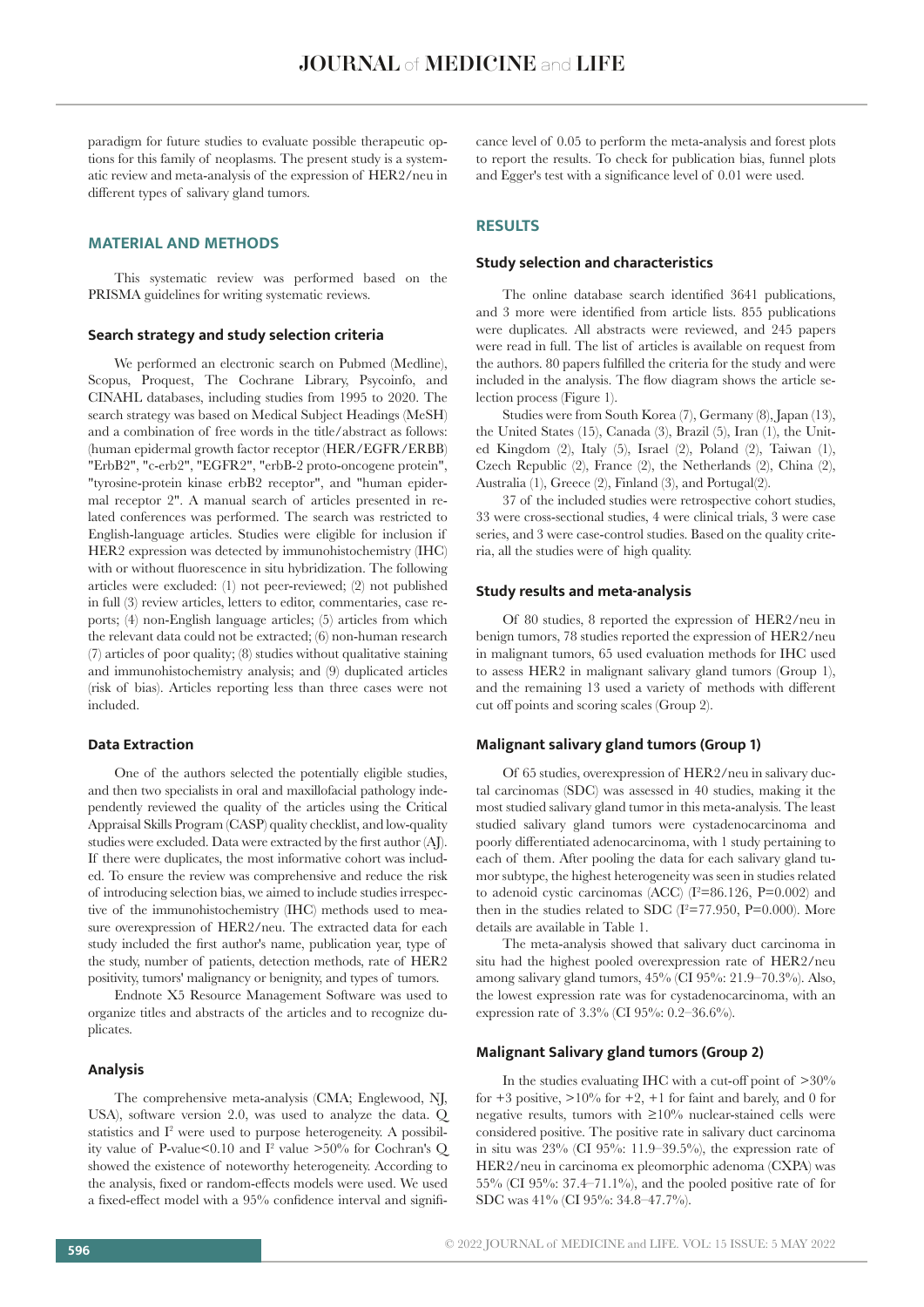paradigm for future studies to evaluate possible therapeutic options for this family of neoplasms. The present study is a systematic review and meta-analysis of the expression of HER2/neu in different types of salivary gland tumors.

## MATERIAL AND METHODS

This systematic review was performed based on the PRISMA guidelines for writing systematic reviews.

### Search strategy and study selection criteria

We performed an electronic search on Pubmed (Medline), Scopus, Proquest, The Cochrane Library, Psycoinfo, and CINAHL databases, including studies from 1995 to 2020. The search strategy was based on Medical Subject Headings (MeSH) and a combination of free words in the title/abstract as follows: (human epidermal growth factor receptor (HER/EGFR/ERBB) "ErbB2", "c-erb2", "EGFR2", "erbB-2 proto-oncogene protein", "tyrosine-protein kinase erbB2 receptor", and "human epidermal receptor 2". A manual search of articles presented in related conferences was performed. The search was restricted to English-language articles. Studies were eligible for inclusion if HER2 expression was detected by immunohistochemistry (IHC) with or without fluorescence in situ hybridization. The following articles were excluded: (1) not peer-reviewed; (2) not published in full (3) review articles, letters to editor, commentaries, case reports; (4) non-English language articles; (5) articles from which the relevant data could not be extracted; (6) non-human research (7) articles of poor quality; (8) studies without qualitative staining and immunohistochemistry analysis; and (9) duplicated articles (risk of bias). Articles reporting less than three cases were not included.

### Data Extraction

One of the authors selected the potentially eligible studies, and then two specialists in oral and maxillofacial pathology independently reviewed the quality of the articles using the Critical Appraisal Skills Program (CASP) quality checklist, and low-quality studies were excluded. Data were extracted by the first author (AJ). If there were duplicates, the most informative cohort was included. To ensure the review was comprehensive and reduce the risk of introducing selection bias, we aimed to include studies irrespective of the immunohistochemistry (IHC) methods used to measure overexpression of HER2/neu. The extracted data for each study included the first author's name, publication year, type of the study, number of patients, detection methods, rate of HER2 positivity, tumors' malignancy or benignity, and types of tumors.

Endnote X5 Resource Management Software was used to organize titles and abstracts of the articles and to recognize duplicates.

### Analysis

The comprehensive meta-analysis (CMA; Englewood, NJ, USA), software version 2.0, was used to analyze the data. Q statistics and $I^2$ were used to purpose heterogeneity. A possibility value of P-value<0.10 and $I^2$ value >50% for Cochran's Q showed the existence of noteworthy heterogeneity. According to the analysis, fixed or random-effects models were used. We used a fixed-effect model with a 95% confidence interval and significance level of 0.05 to perform the meta-analysis and forest plots to report the results. To check for publication bias, funnel plots and Egger's test with a significance level of 0.01 were used.

## RESULTS

### Study selection and characteristics

The online database search identified 3641 publications, and 3 more were identified from article lists. 855 publications were duplicates. All abstracts were reviewed, and 245 papers were read in full. The list of articles is available on request from the authors. 80 papers fulfilled the criteria for the study and were included in the analysis. The flow diagram shows the article selection process (Figure 1).

Studies were from South Korea (7), Germany (8), Japan (13), the United States (15), Canada (3), Brazil (5), Iran (1), the United Kingdom (2), Italy (5), Israel (2), Poland (2), Taiwan (1), Czech Republic (2), France (2), the Netherlands (2), China (2), Australia (1), Greece (2), Finland (3), and Portugal(2).

37 of the included studies were retrospective cohort studies, 33 were cross-sectional studies, 4 were clinical trials, 3 were case series, and 3 were case-control studies. Based on the quality criteria, all the studies were of high quality.

### Study results and meta-analysis

Of 80 studies, 8 reported the expression of HER2/neu in benign tumors, 78 studies reported the expression of HER2/neu in malignant tumors, 65 used evaluation methods for IHC used to assess HER2 in malignant salivary gland tumors (Group 1), and the remaining 13 used a variety of methods with different cut off points and scoring scales (Group 2).

### Malignant salivary gland tumors (Group 1)

Of 65 studies, overexpression of HER2/neu in salivary ductal carcinomas (SDC) was assessed in 40 studies, making it the most studied salivary gland tumor in this meta-analysis. The least studied salivary gland tumors were cystadenocarcinoma and poorly differentiated adenocarcinoma, with 1 study pertaining to each of them. After pooling the data for each salivary gland tumor subtype, the highest heterogeneity was seen in studies related to adenoid cystic carcinomas (ACC) ($I^2$=86.126, P=0.002) and then in the studies related to SDC ($I^2$=77.950, P=0.000). More details are available in Table 1.

The meta-analysis showed that salivary duct carcinoma in situ had the highest pooled overexpression rate of HER2/neu among salivary gland tumors, 45% (CI 95%: 21.9–70.3%). Also, the lowest expression rate was for cystadenocarcinoma, with an expression rate of 3.3% (CI 95%: 0.2–36.6%).

### Malignant Salivary gland tumors (Group 2)

In the studies evaluating IHC with a cut-off point of >30% for +3 positive, >10% for +2, +1 for faint and barely, and 0 for negative results, tumors with ≥10% nuclear-stained cells were considered positive. The positive rate in salivary duct carcinoma in situ was 23% (CI 95%: 11.9–39.5%), the expression rate of HER2/neu in carcinoma ex pleomorphic adenoma (CXPA) was 55% (CI 95%: 37.4–71.1%), and the pooled positive rate of for SDC was 41% (CI 95%: 34.8–47.7%).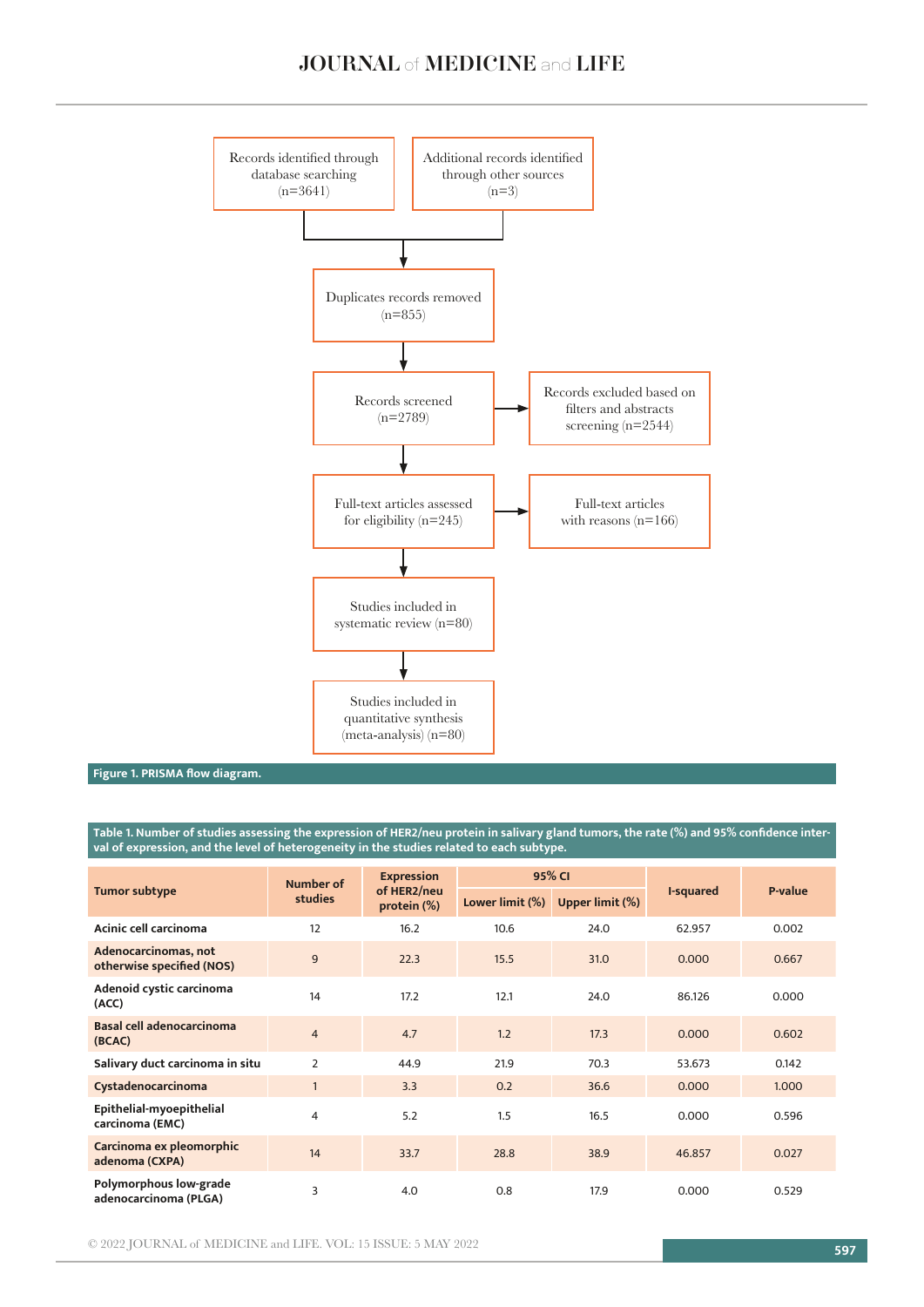Records identified through database searching (n=3641)

Additional records identified through other sources (n=3)

Duplicates records removed (n=855)

Records screened (n=2789)

Records excluded based on filters and abstracts screening (n=2544)

Full-text articles assessed for eligibility (n=245)

Full-text articles with reasons (n=166)

Studies included in systematic review (n=80)

Studies included in quantitative synthesis (meta-analysis) (n=80)

**Figure 1. PRISMA flow diagram.**

**Table 1. Number of studies assessing the expression of HER2/neu protein in salivary gland tumors, the rate (%) and 95% confidence interval of expression, and the level of heterogeneity in the studies related to each subtype.**

| Tumor subtype | Number of studies | Expression of HER2/neu protein (%) | 95% CI | | I-squared | P-value |
|---|---|---|---|---|---|---|
| | | | Lower limit (%) | Upper limit (%) | | |
| Acinic cell carcinoma | 12 | 16.2 | 10.6 | 24.0 | 62.957 | 0.002 |
| Adenocarcinomas, not otherwise specified (NOS) | 9 | 22.3 | 15.5 | 31.0 | 0.000 | 0.667 |
| Adenoid cystic carcinoma (ACC) | 14 | 17.2 | 12.1 | 24.0 | 86.126 | 0.000 |
| Basal cell adenocarcinoma (BCAC) | 4 | 4.7 | 1.2 | 17.3 | 0.000 | 0.602 |
| Salivary duct carcinoma in situ | 2 | 44.9 | 21.9 | 70.3 | 53.673 | 0.142 |
| Cystadenocarcinoma | 1 | 3.3 | 0.2 | 36.6 | 0.000 | 1.000 |
| Epithelial-myoepithelial carcinoma (EMC) | 4 | 5.2 | 1.5 | 16.5 | 0.000 | 0.596 |
| Carcinoma ex pleomorphic adenoma (CXPA) | 14 | 33.7 | 28.8 | 38.9 | 46.857 | 0.027 |
| Polymorphous low-grade adenocarcinoma (PLGA) | 3 | 4.0 | 0.8 | 17.9 | 0.000 | 0.529 |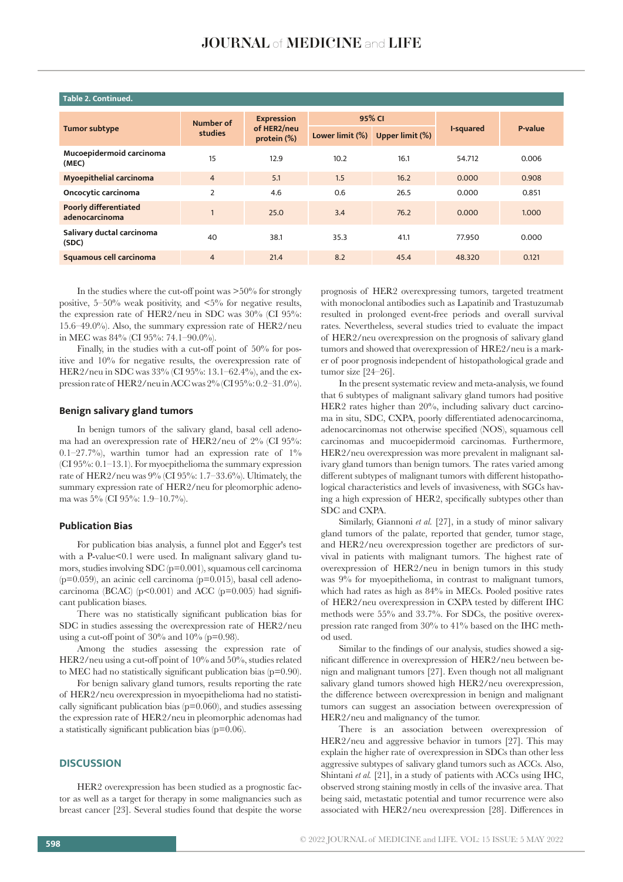**Table 2. Continued.**

| Tumor subtype | Number of studies | Expression of HER2/neu protein (%) | 95% CI | | I-squared | P-value |
|---|---|---|---|---|---|---|
| | | | Lower limit (%) | Upper limit (%) | | |
| **Mucoepidermoid carcinoma (MEC)** | 15 | 12.9 | 10.2 | 16.1 | 54.712 | 0.006 |
| **Myoepithelial carcinoma** | 4 | 5.1 | 1.5 | 16.2 | 0.000 | 0.908 |
| **Oncocytic carcinoma** | 2 | 4.6 | 0.6 | 26.5 | 0.000 | 0.851 |
| **Poorly differentiated adenocarcinoma** | 1 | 25.0 | 3.4 | 76.2 | 0.000 | 1.000 |
| **Salivary ductal carcinoma (SDC)** | 40 | 38.1 | 35.3 | 41.1 | 77.950 | 0.000 |
| **Squamous cell carcinoma** | 4 | 21.4 | 8.2 | 45.4 | 48.320 | 0.121 |

In the studies where the cut-off point was >50% for strongly positive, 5–50% weak positivity, and <5% for negative results, the expression rate of HER2/neu in SDC was 30% (CI 95%: 15.6–49.0%). Also, the summary expression rate of HER2/neu in MEC was 84% (CI 95%: 74.1–90.0%).

Finally, in the studies with a cut-off point of 50% for positive and 10% for negative results, the overexpression rate of HER2/neu in SDC was 33% (CI 95%: 13.1–62.4%), and the expression rate of HER2/neu in ACC was 2% (CI 95%: 0.2–31.0%).

### Benign salivary gland tumors

In benign tumors of the salivary gland, basal cell adenoma had an overexpression rate of HER2/neu of 2% (CI 95%: 0.1–27.7%), warthin tumor had an expression rate of 1% (CI 95%: 0.1–13.1). For myoepithelioma the summary expression rate of HER2/neu was 9% (CI 95%: 1.7–33.6%). Ultimately, the summary expression rate of HER2/neu for pleomorphic adenoma was 5% (CI 95%: 1.9–10.7%).

### Publication Bias

For publication bias analysis, a funnel plot and Egger's test with a P-value<0.1 were used. In malignant salivary gland tumors, studies involving SDC (p=0.001), squamous cell carcinoma (p=0.059), an acinic cell carcinoma (p=0.015), basal cell adenocarcinoma (BCAC) (p<0.001) and ACC (p=0.005) had significant publication biases.

There was no statistically significant publication bias for SDC in studies assessing the overexpression rate of HER2/neu using a cut-off point of 30% and 10% (p=0.98).

Among the studies assessing the expression rate of HER2/neu using a cut-off point of 10% and 50%, studies related to MEC had no statistically significant publication bias (p=0.90).

For benign salivary gland tumors, results reporting the rate of HER2/neu overexpression in myoepithelioma had no statistically significant publication bias (p=0.060), and studies assessing the expression rate of HER2/neu in pleomorphic adenomas had a statistically significant publication bias (p=0.06).

## DISCUSSION

HER2 overexpression has been studied as a prognostic factor as well as a target for therapy in some malignancies such as breast cancer [23]. Several studies found that despite the worse prognosis of HER2 overexpressing tumors, targeted treatment with monoclonal antibodies such as Lapatinib and Trastuzumab resulted in prolonged event-free periods and overall survival rates. Nevertheless, several studies tried to evaluate the impact of HER2/neu overexpression on the prognosis of salivary gland tumors and showed that overexpression of HRE2/neu is a marker of poor prognosis independent of histopathological grade and tumor size [24–26].

In the present systematic review and meta-analysis, we found that 6 subtypes of malignant salivary gland tumors had positive HER2 rates higher than 20%, including salivary duct carcinoma in situ, SDC, CXPA, poorly differentiated adenocarcinoma, adenocarcinomas not otherwise specified (NOS), squamous cell carcinomas and mucoepidermoid carcinomas. Furthermore, HER2/neu overexpression was more prevalent in malignant salivary gland tumors than benign tumors. The rates varied among different subtypes of malignant tumors with different histopathological characteristics and levels of invasiveness, with SGCs having a high expression of HER2, specifically subtypes other than SDC and CXPA.

Similarly, Giannoni *et al.* [27], in a study of minor salivary gland tumors of the palate, reported that gender, tumor stage, and HER2/neu overexpression together are predictors of survival in patients with malignant tumors. The highest rate of overexpression of HER2/neu in benign tumors in this study was 9% for myoepithelioma, in contrast to malignant tumors, which had rates as high as 84% in MECs. Pooled positive rates of HER2/neu overexpression in CXPA tested by different IHC methods were 55% and 33.7%. For SDCs, the positive overexpression rate ranged from 30% to 41% based on the IHC method used.

Similar to the findings of our analysis, studies showed a significant difference in overexpression of HER2/neu between benign and malignant tumors [27]. Even though not all malignant salivary gland tumors showed high HER2/neu overexpression, the difference between overexpression in benign and malignant tumors can suggest an association between overexpression of HER2/neu and malignancy of the tumor.

There is an association between overexpression of HER2/neu and aggressive behavior in tumors [27]. This may explain the higher rate of overexpression in SDCs than other less aggressive subtypes of salivary gland tumors such as ACCs. Also, Shintani *et al.* [21], in a study of patients with ACCs using IHC, observed strong staining mostly in cells of the invasive area. That being said, metastatic potential and tumor recurrence were also associated with HER2/neu overexpression [28]. Differences in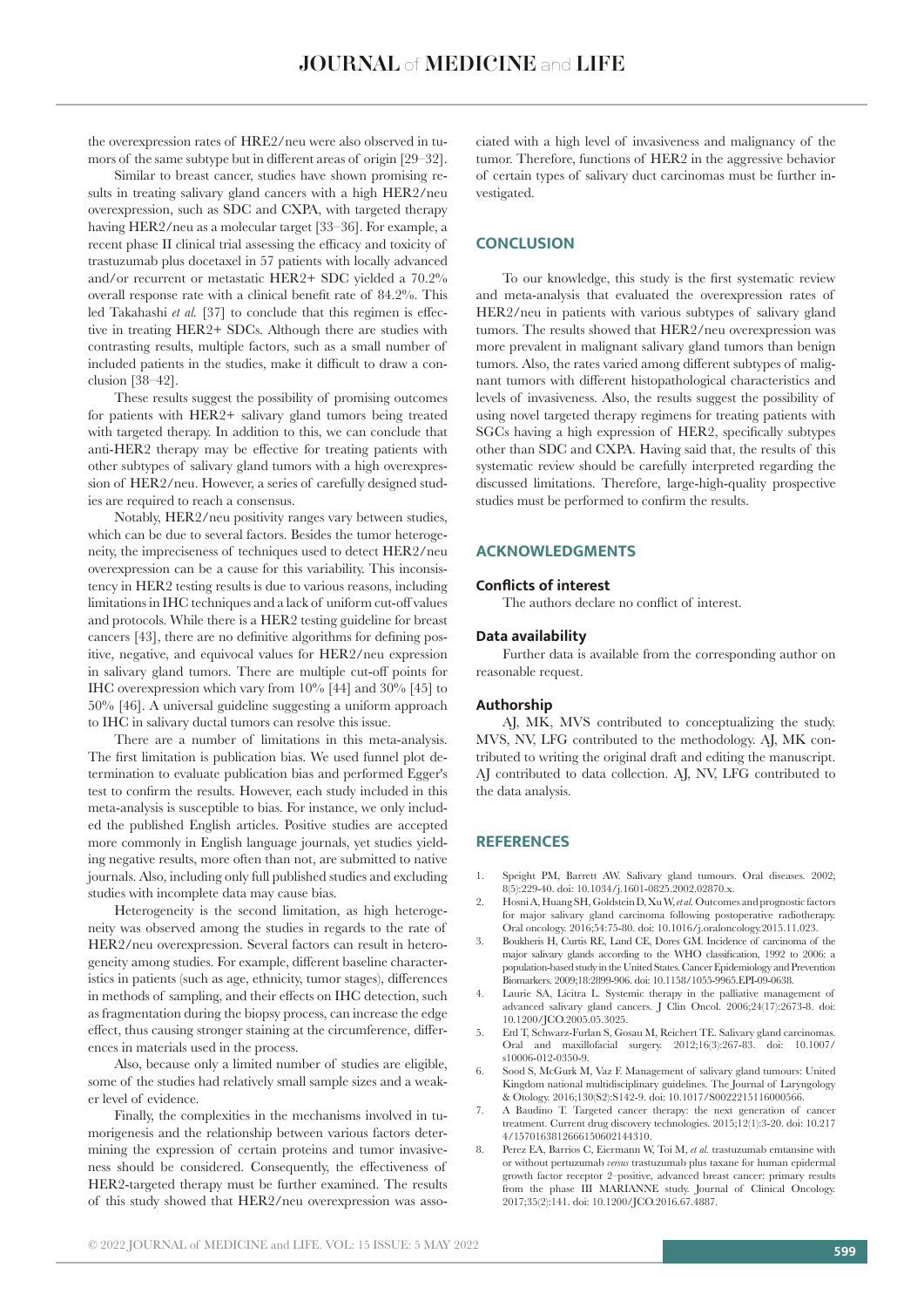the overexpression rates of HRE2/neu were also observed in tumors of the same subtype but in different areas of origin [29–32].

Similar to breast cancer, studies have shown promising results in treating salivary gland cancers with a high HER2/neu overexpression, such as SDC and CXPA, with targeted therapy having HER2/neu as a molecular target [33–36]. For example, a recent phase II clinical trial assessing the efficacy and toxicity of trastuzumab plus docetaxel in 57 patients with locally advanced and/or recurrent or metastatic HER2+ SDC yielded a 70.2% overall response rate with a clinical benefit rate of 84.2%. This led Takahashi *et al.* [37] to conclude that this regimen is effective in treating HER2+ SDCs. Although there are studies with contrasting results, multiple factors, such as a small number of included patients in the studies, make it difficult to draw a conclusion [38–42].

These results suggest the possibility of promising outcomes for patients with HER2+ salivary gland tumors being treated with targeted therapy. In addition to this, we can conclude that anti-HER2 therapy may be effective for treating patients with other subtypes of salivary gland tumors with a high overexpression of HER2/neu. However, a series of carefully designed studies are required to reach a consensus.

Notably, HER2/neu positivity ranges vary between studies, which can be due to several factors. Besides the tumor heterogeneity, the impreciseness of techniques used to detect HER2/neu overexpression can be a cause for this variability. This inconsistency in HER2 testing results is due to various reasons, including limitations in IHC techniques and a lack of uniform cut-off values and protocols. While there is a HER2 testing guideline for breast cancers [43], there are no definitive algorithms for defining positive, negative, and equivocal values for HER2/neu expression in salivary gland tumors. There are multiple cut-off points for IHC overexpression which vary from 10% [44] and 30% [45] to 50% [46]. A universal guideline suggesting a uniform approach to IHC in salivary ductal tumors can resolve this issue.

There are a number of limitations in this meta-analysis. The first limitation is publication bias. We used funnel plot determination to evaluate publication bias and performed Egger's test to confirm the results. However, each study included in this meta-analysis is susceptible to bias. For instance, we only included the published English articles. Positive studies are accepted more commonly in English language journals, yet studies yielding negative results, more often than not, are submitted to native journals. Also, including only full published studies and excluding studies with incomplete data may cause bias.

Heterogeneity is the second limitation, as high heterogeneity was observed among the studies in regards to the rate of HER2/neu overexpression. Several factors can result in heterogeneity among studies. For example, different baseline characteristics in patients (such as age, ethnicity, tumor stages), differences in methods of sampling, and their effects on IHC detection, such as fragmentation during the biopsy process, can increase the edge effect, thus causing stronger staining at the circumference, differences in materials used in the process.

Also, because only a limited number of studies are eligible, some of the studies had relatively small sample sizes and a weaker level of evidence.

Finally, the complexities in the mechanisms involved in tumorigenesis and the relationship between various factors determining the expression of certain proteins and tumor invasiveness should be considered. Consequently, the effectiveness of HER2-targeted therapy must be further examined. The results of this study showed that HER2/neu overexpression was associated with a high level of invasiveness and malignancy of the tumor. Therefore, functions of HER2 in the aggressive behavior of certain types of salivary duct carcinomas must be further investigated.

## CONCLUSION

To our knowledge, this study is the first systematic review and meta-analysis that evaluated the overexpression rates of HER2/neu in patients with various subtypes of salivary gland tumors. The results showed that HER2/neu overexpression was more prevalent in malignant salivary gland tumors than benign tumors. Also, the rates varied among different subtypes of malignant tumors with different histopathological characteristics and levels of invasiveness. Also, the results suggest the possibility of using novel targeted therapy regimens for treating patients with SGCs having a high expression of HER2, specifically subtypes other than SDC and CXPA. Having said that, the results of this systematic review should be carefully interpreted regarding the discussed limitations. Therefore, large-high-quality prospective studies must be performed to confirm the results.

## ACKNOWLEDGMENTS

### Conflicts of interest

The authors declare no conflict of interest.

### Data availability

Further data is available from the corresponding author on reasonable request.

### Authorship

AJ, MK, MVS contributed to conceptualizing the study. MVS, NV, LFG contributed to the methodology. AJ, MK contributed to writing the original draft and editing the manuscript. AJ contributed to data collection. AJ, NV, LFG contributed to the data analysis.

## REFERENCES

1. Speight PM, Barrett AW. Salivary gland tumours. Oral diseases. 2002; 8(5):229-40. doi: 10.1034/j.1601-0825.2002.02870.x.
2. Hosni A, Huang SH, Goldstein D, Xu W, *et al.* Outcomes and prognostic factors for major salivary gland carcinoma following postoperative radiotherapy. Oral oncology. 2016;54:75-80. doi: 10.1016/j.oraloncology.2015.11.023.
3. Boukheris H, Curtis RE, Land CE, Dores GM. Incidence of carcinoma of the major salivary glands according to the WHO classification, 1992 to 2006: a population-based study in the United States. Cancer Epidemiology and Prevention Biomarkers. 2009;18:2899-906. doi: 10.1158/1055-9965.EPI-09-0638.
4. Laurie SA, Licitra L. Systemic therapy in the palliative management of advanced salivary gland cancers. J Clin Oncol. 2006;24(17):2673-8. doi: 10.1200/JCO.2005.05.3025.
5. Ettl T, Schwarz-Furlan S, Gosau M, Reichert TE. Salivary gland carcinomas. Oral and maxillofacial surgery. 2012;16(3):267-83. doi: 10.1007/s10006-012-0350-9.
6. Sood S, McGurk M, Vaz F. Management of salivary gland tumours: United Kingdom national multidisciplinary guidelines. The Journal of Laryngology & Otology. 2016;130(S2):S142-9. doi: 10.1017/S0022215116000566.
7. A Baudino T. Targeted cancer therapy: the next generation of cancer treatment. Current drug discovery technologies. 2015;12(1):3-20. doi: 10.2174/1570163812666150602144310.
8. Perez EA, Barrios C, Eiermann W, Toi M, *et al.* trastuzumab emtansine with or without pertuzumab *versus* trastuzumab plus taxane for human epidermal growth factor receptor 2–positive, advanced breast cancer: primary results from the phase III MARIANNE study. Journal of Clinical Oncology. 2017;35(2):141. doi: 10.1200/JCO.2016.67.4887.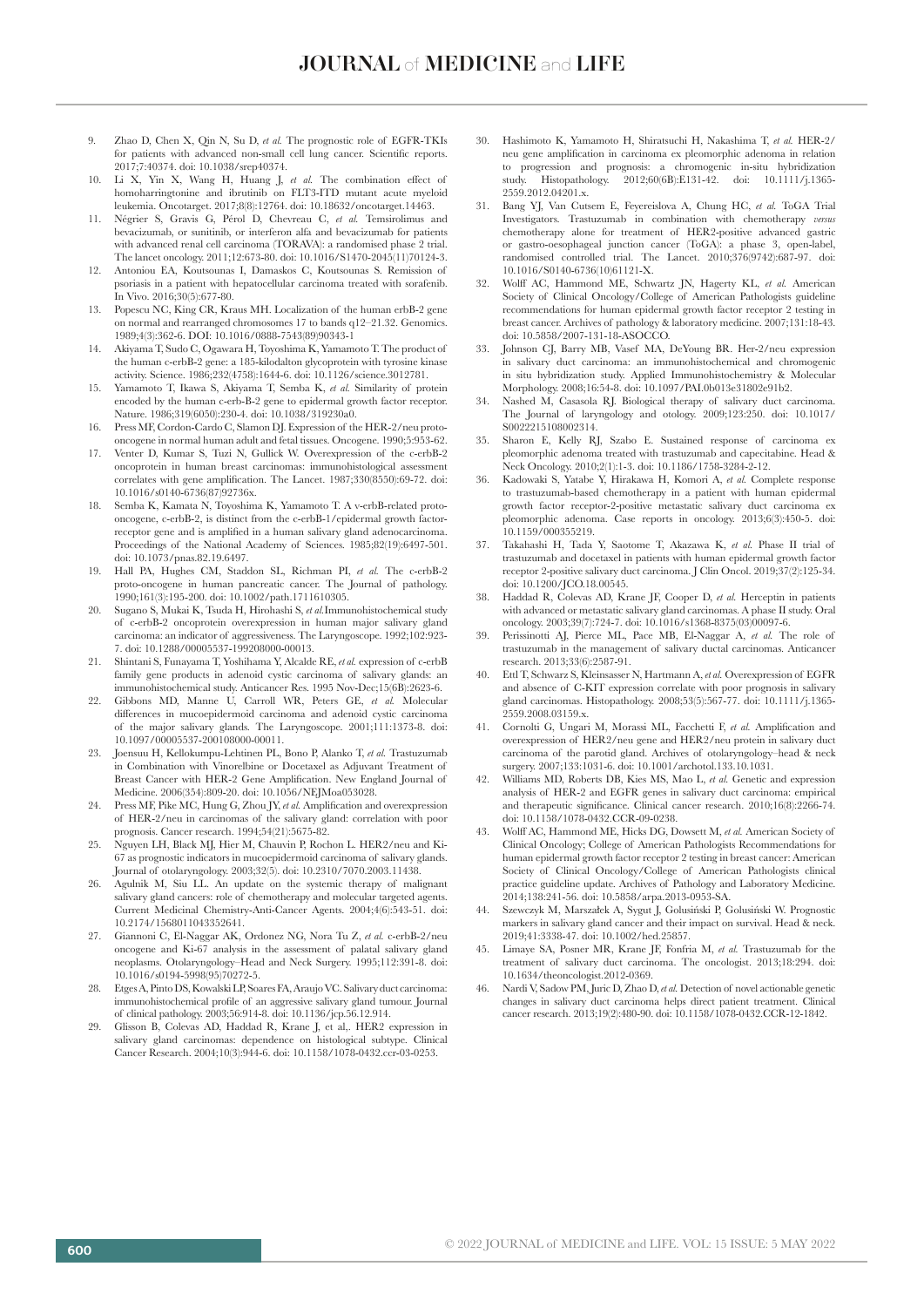9. Zhao D, Chen X, Qin N, Su D, *et al.* The prognostic role of EGFR-TKIs for patients with advanced non-small cell lung cancer. Scientific reports. 2017;7:40374. doi: 10.1038/srep40374.
10. Li X, Yin X, Wang H, Huang J, *et al.* The combination effect of homoharringtonine and ibrutinib on FLT3-ITD mutant acute myeloid leukemia. Oncotarget. 2017;8(8):12764. doi: 10.18632/oncotarget.14463.
11. Négrier S, Gravis G, Pérol D, Chevreau C, *et al.* Temsirolimus and bevacizumab, or sunitinib, or interferon alfa and bevacizumab for patients with advanced renal cell carcinoma (TORAVA): a randomised phase 2 trial. The lancet oncology. 2011;12:673-80. doi: 10.1016/S1470-2045(11)70124-3.
12. Antoniou EA, Koutsounas I, Damaskos C, Koutsounas S. Remission of psoriasis in a patient with hepatocellular carcinoma treated with sorafenib. In Vivo. 2016;30(5):677-80.
13. Popescu NC, King CR, Kraus MH. Localization of the human erbB-2 gene on normal and rearranged chromosomes 17 to bands q12–21.32. Genomics. 1989;4(3):362-6. DOI: 10.1016/0888-7543(89)90343-1
14. Akiyama T, Sudo C, Ogawara H, Toyoshima K, Yamamoto T. The product of the human c-erbB-2 gene: a 185-kilodalton glycoprotein with tyrosine kinase activity. Science. 1986;232(4758):1644-6. doi: 10.1126/science.3012781.
15. Yamamoto T, Ikawa S, Akiyama T, Semba K, *et al.* Similarity of protein encoded by the human c-erb-B-2 gene to epidermal growth factor receptor. Nature. 1986;319(6050):230-4. doi: 10.1038/319230a0.
16. Press MF, Cordon-Cardo C, Slamon DJ. Expression of the HER-2/neu proto-oncogene in normal human adult and fetal tissues. Oncogene. 1990;5:953-62.
17. Venter D, Kumar S, Tuzi N, Gullick W. Overexpression of the c-erbB-2 oncoprotein in human breast carcinomas: immunohistological assessment correlates with gene amplification. The Lancet. 1987;330(8550):69-72. doi: 10.1016/s0140-6736(87)92736x.
18. Semba K, Kamata N, Toyoshima K, Yamamoto T. A v-erbB-related proto-oncogene, c-erbB-2, is distinct from the c-erbB-1/epidermal growth factor-receptor gene and is amplified in a human salivary gland adenocarcinoma. Proceedings of the National Academy of Sciences. 1985;82(19):6497-501. doi: 10.1073/pnas.82.19.6497.
19. Hall PA, Hughes CM, Staddon SL, Richman PI, *et al.* The c-erbB-2 proto-oncogene in human pancreatic cancer. The Journal of pathology. 1990;161(3):195-200. doi: 10.1002/path.1711610305.
20. Sugano S, Mukai K, Tsuda H, Hirohashi S, *et al.* Immunohistochemical study of c-erbB-2 oncoprotein overexpression in human major salivary gland carcinoma: an indicator of aggressiveness. The Laryngoscope. 1992;102:923-7. doi: 10.1288/00005537-199208000-00013.
21. Shintani S, Funayama T, Yoshihama Y, Alcalde RE, *et al.* expression of c-erbB family gene products in adenoid cystic carcinoma of salivary glands: an immunohistochemical study. Anticancer Res. 1995 Nov-Dec;15(6B):2623-6.
22. Gibbons MD, Manne U, Carroll WR, Peters GE, *et al.* Molecular differences in mucoepidermoid carcinoma and adenoid cystic carcinoma of the major salivary glands. The Laryngoscope. 2001;111:1373-8. doi: 10.1097/00005537-200108000-00011.
23. Joensuu H, Kellokumpu-Lehtinen PL, Bono P, Alanko T, *et al.* Trastuzumab in Combination with Vinorelbine or Docetaxel as Adjuvant Treatment of Breast Cancer with HER-2 Gene Amplification. New England Journal of Medicine. 2006(354):809-20. doi: 10.1056/NEJMoa053028.
24. Press MF, Pike MC, Hung G, Zhou JY, *et al.* Amplification and overexpression of HER-2/neu in carcinomas of the salivary gland: correlation with poor prognosis. Cancer research. 1994;54(21):5675-82.
25. Nguyen LH, Black MJ, Hier M, Chauvin P, Rochon L. HER2/neu and Ki-67 as prognostic indicators in mucoepidermoid carcinoma of salivary glands. Journal of otolaryngology. 2003;32(5). doi: 10.2310/7070.2003.11438.
26. Agulnik M, Siu LL. An update on the systemic therapy of malignant salivary gland cancers: role of chemotherapy and molecular targeted agents. Current Medicinal Chemistry-Anti-Cancer Agents. 2004;4(6):543-51. doi: 10.2174/1568011043352641.
27. Giannoni C, El-Naggar AK, Ordonez NG, Nora Tu Z, *et al.* c-erbB-2/neu oncogene and Ki-67 analysis in the assessment of palatal salivary gland neoplasms. Otolaryngology–Head and Neck Surgery. 1995;112:391-8. doi: 10.1016/s0194-5998(95)70272-5.
28. Etges A, Pinto DS, Kowalski LP, Soares FA, Araujo VC. Salivary duct carcinoma: immunohistochemical profile of an aggressive salivary gland tumour. Journal of clinical pathology. 2003;56:914-8. doi: 10.1136/jcp.56.12.914.
29. Glisson B, Colevas AD, Haddad R, Krane J, et al,. HER2 expression in salivary gland carcinomas: dependence on histological subtype. Clinical Cancer Research. 2004;10(3):944-6. doi: 10.1158/1078-0432.ccr-03-0253.
30. Hashimoto K, Yamamoto H, Shiratsuchi H, Nakashima T, *et al.* HER-2/neu gene amplification in carcinoma ex pleomorphic adenoma in relation to progression and prognosis: a chromogenic in-situ hybridization study. Histopathology. 2012;60(6B):E131-42. doi: 10.1111/j.1365-2559.2012.04201.x.
31. Bang YJ, Van Cutsem E, Feyereislova A, Chung HC, *et al.* ToGA Trial Investigators. Trastuzumab in combination with chemotherapy *versus* chemotherapy alone for treatment of HER2-positive advanced gastric or gastro-oesophageal junction cancer (ToGA): a phase 3, open-label, randomised controlled trial. The Lancet. 2010;376(9742):687-97. doi: 10.1016/S0140-6736(10)61121-X.
32. Wolff AC, Hammond ME, Schwartz JN, Hagerty KL, *et al.* American Society of Clinical Oncology/College of American Pathologists guideline recommendations for human epidermal growth factor receptor 2 testing in breast cancer. Archives of pathology & laboratory medicine. 2007;131:18-43. doi: 10.5858/2007-131-18-ASOCCO.
33. Johnson CJ, Barry MB, Vasef MA, DeYoung BR. Her-2/neu expression in salivary duct carcinoma: an immunohistochemical and chromogenic in situ hybridization study. Applied Immunohistochemistry & Molecular Morphology. 2008;16:54-8. doi: 10.1097/PAI.0b013e31802e91b2.
34. Nashed M, Casasola RJ. Biological therapy of salivary duct carcinoma. The Journal of laryngology and otology. 2009;123:250. doi: 10.1017/S0022215108002314.
35. Sharon E, Kelly RJ, Szabo E. Sustained response of carcinoma ex pleomorphic adenoma treated with trastuzumab and capecitabine. Head & Neck Oncology. 2010;2(1):1-3. doi: 10.1186/1758-3284-2-12.
36. Kadowaki S, Yatabe Y, Hirakawa H, Komori A, *et al.* Complete response to trastuzumab-based chemotherapy in a patient with human epidermal growth factor receptor-2-positive metastatic salivary duct carcinoma ex pleomorphic adenoma. Case reports in oncology. 2013;6(3):450-5. doi: 10.1159/000355219.
37. Takahashi H, Tada Y, Saotome T, Akazawa K, *et al.* Phase II trial of trastuzumab and docetaxel in patients with human epidermal growth factor receptor 2-positive salivary duct carcinoma. J Clin Oncol. 2019;37(2):125-34. doi: 10.1200/JCO.18.00545.
38. Haddad R, Colevas AD, Krane JF, Cooper D, *et al.* Herceptin in patients with advanced or metastatic salivary gland carcinomas. A phase II study. Oral oncology. 2003;39(7):724-7. doi: 10.1016/s1368-8375(03)00097-6.
39. Perissinotti AJ, Pierce ML, Pace MB, El-Naggar A, *et al.* The role of trastuzumab in the management of salivary ductal carcinomas. Anticancer research. 2013;33(6):2587-91.
40. Ettl T, Schwarz S, Kleinsasser N, Hartmann A, *et al.* Overexpression of EGFR and absence of C-KIT expression correlate with poor prognosis in salivary gland carcinomas. Histopathology. 2008;53(5):567-77. doi: 10.1111/j.1365-2559.2008.03159.x.
41. Cornolti G, Ungari M, Morassi ML, Facchetti F, *et al.* Amplification and overexpression of HER2/neu gene and HER2/neu protein in salivary duct carcinoma of the parotid gland. Archives of otolaryngology–head & neck surgery. 2007;133:1031-6. doi: 10.1001/archotol.133.10.1031.
42. Williams MD, Roberts DB, Kies MS, Mao L, *et al.* Genetic and expression analysis of HER-2 and EGFR genes in salivary duct carcinoma: empirical and therapeutic significance. Clinical cancer research. 2010;16(8):2266-74. doi: 10.1158/1078-0432.CCR-09-0238.
43. Wolff AC, Hammond ME, Hicks DG, Dowsett M, *et al.* American Society of Clinical Oncology; College of American Pathologists Recommendations for human epidermal growth factor receptor 2 testing in breast cancer: American Society of Clinical Oncology/College of American Pathologists clinical practice guideline update. Archives of Pathology and Laboratory Medicine. 2014;138:241-56. doi: 10.5858/arpa.2013-0953-SA.
44. Szewczyk M, Marszałek A, Sygut J, Golusiński P, Golusiński W. Prognostic markers in salivary gland cancer and their impact on survival. Head & neck. 2019;41:3338-47. doi: 10.1002/hed.25857.
45. Limaye SA, Posner MR, Krane JF, Fonfria M, *et al.* Trastuzumab for the treatment of salivary duct carcinoma. The oncologist. 2013;18:294. doi: 10.1634/theoncologist.2012-0369.
46. Nardi V, Sadow PM, Juric D, Zhao D, *et al.* Detection of novel actionable genetic changes in salivary duct carcinoma helps direct patient treatment. Clinical cancer research. 2013;19(2):480-90. doi: 10.1158/1078-0432.CCR-12-1842.